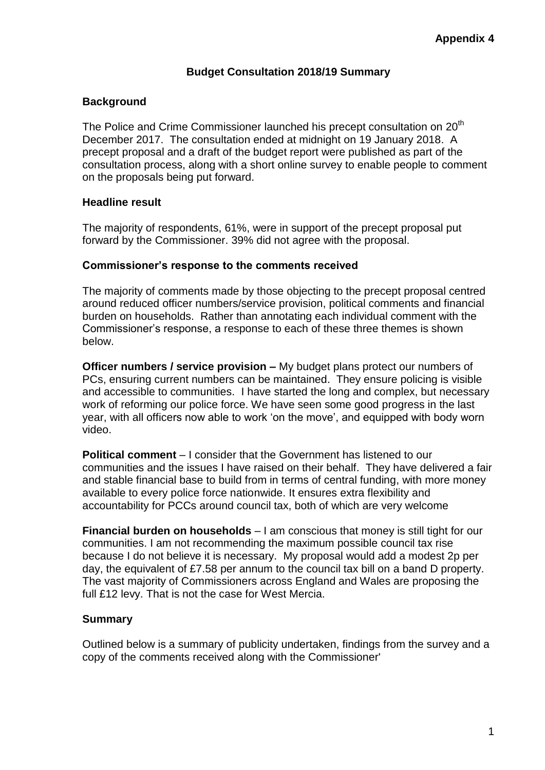**Appendix 4**

## Budget Consultation 2018/19 Summary

### Background

The Police and Crime Commissioner launched his precept consultation on 20th December 2017. The consultation ended at midnight on 19 January 2018. A precept proposal and a draft of the budget report were published as part of the consultation process, along with a short online survey to enable people to comment on the proposals being put forward.

### Headline result

The majority of respondents, 61%, were in support of the precept proposal put forward by the Commissioner. 39% did not agree with the proposal.

### Commissioner's response to the comments received

The majority of comments made by those objecting to the precept proposal centred around reduced officer numbers/service provision, political comments and financial burden on households. Rather than annotating each individual comment with the Commissioner's response, a response to each of these three themes is shown below.

**Officer numbers / service provision –** My budget plans protect our numbers of PCs, ensuring current numbers can be maintained. They ensure policing is visible and accessible to communities. I have started the long and complex, but necessary work of reforming our police force. We have seen some good progress in the last year, with all officers now able to work 'on the move', and equipped with body worn video.

**Political comment** – I consider that the Government has listened to our communities and the issues I have raised on their behalf. They have delivered a fair and stable financial base to build from in terms of central funding, with more money available to every police force nationwide. It ensures extra flexibility and accountability for PCCs around council tax, both of which are very welcome

**Financial burden on households** – I am conscious that money is still tight for our communities. I am not recommending the maximum possible council tax rise because I do not believe it is necessary. My proposal would add a modest 2p per day, the equivalent of £7.58 per annum to the council tax bill on a band D property. The vast majority of Commissioners across England and Wales are proposing the full £12 levy. That is not the case for West Mercia.

### Summary

Outlined below is a summary of publicity undertaken, findings from the survey and a copy of the comments received along with the Commissioner'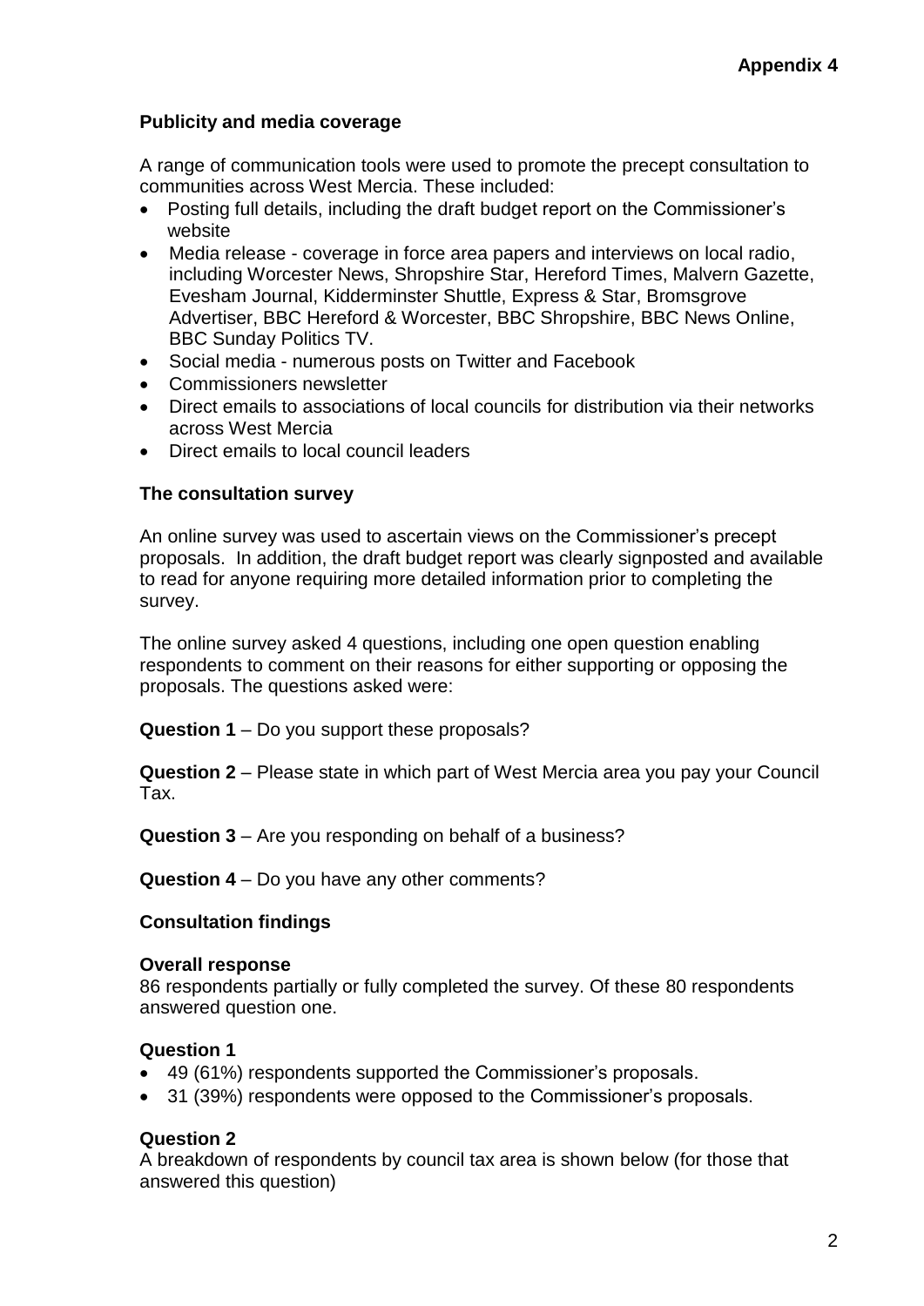**Appendix 4**

## Publicity and media coverage

A range of communication tools were used to promote the precept consultation to communities across West Mercia. These included:

- Posting full details, including the draft budget report on the Commissioner's website
- Media release - coverage in force area papers and interviews on local radio, including Worcester News, Shropshire Star, Hereford Times, Malvern Gazette, Evesham Journal, Kidderminster Shuttle, Express & Star, Bromsgrove Advertiser, BBC Hereford & Worcester, BBC Shropshire, BBC News Online, BBC Sunday Politics TV.
- Social media - numerous posts on Twitter and Facebook
- Commissioners newsletter
- Direct emails to associations of local councils for distribution via their networks across West Mercia
- Direct emails to local council leaders

## The consultation survey

An online survey was used to ascertain views on the Commissioner's precept proposals. In addition, the draft budget report was clearly signposted and available to read for anyone requiring more detailed information prior to completing the survey.

The online survey asked 4 questions, including one open question enabling respondents to comment on their reasons for either supporting or opposing the proposals. The questions asked were:

**Question 1** – Do you support these proposals?

**Question 2** – Please state in which part of West Mercia area you pay your Council Tax.

**Question 3** – Are you responding on behalf of a business?

**Question 4** – Do you have any other comments?

## Consultation findings

### Overall response

86 respondents partially or fully completed the survey. Of these 80 respondents answered question one.

### Question 1

- 49 (61%) respondents supported the Commissioner's proposals.
- 31 (39%) respondents were opposed to the Commissioner's proposals.

### Question 2

A breakdown of respondents by council tax area is shown below (for those that answered this question)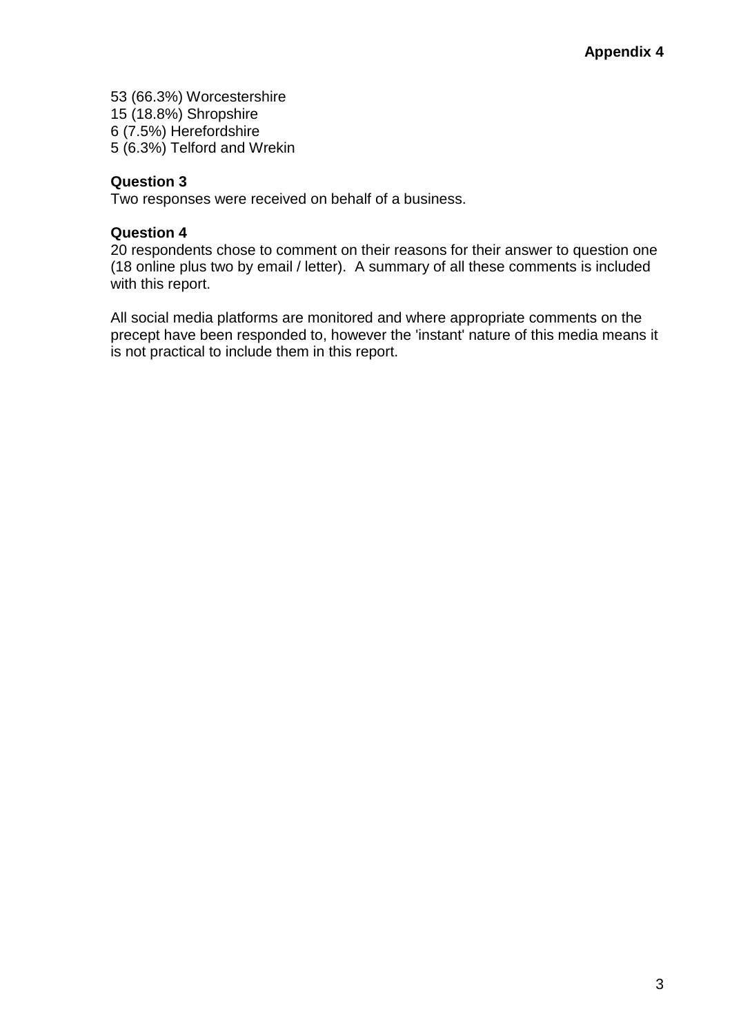53 (66.3%) Worcestershire
15 (18.8%) Shropshire
6 (7.5%) Herefordshire
5 (6.3%) Telford and Wrekin

**Question 3**
Two responses were received on behalf of a business.

**Question 4**
20 respondents chose to comment on their reasons for their answer to question one (18 online plus two by email / letter). A summary of all these comments is included with this report.

All social media platforms are monitored and where appropriate comments on the precept have been responded to, however the 'instant' nature of this media means it is not practical to include them in this report.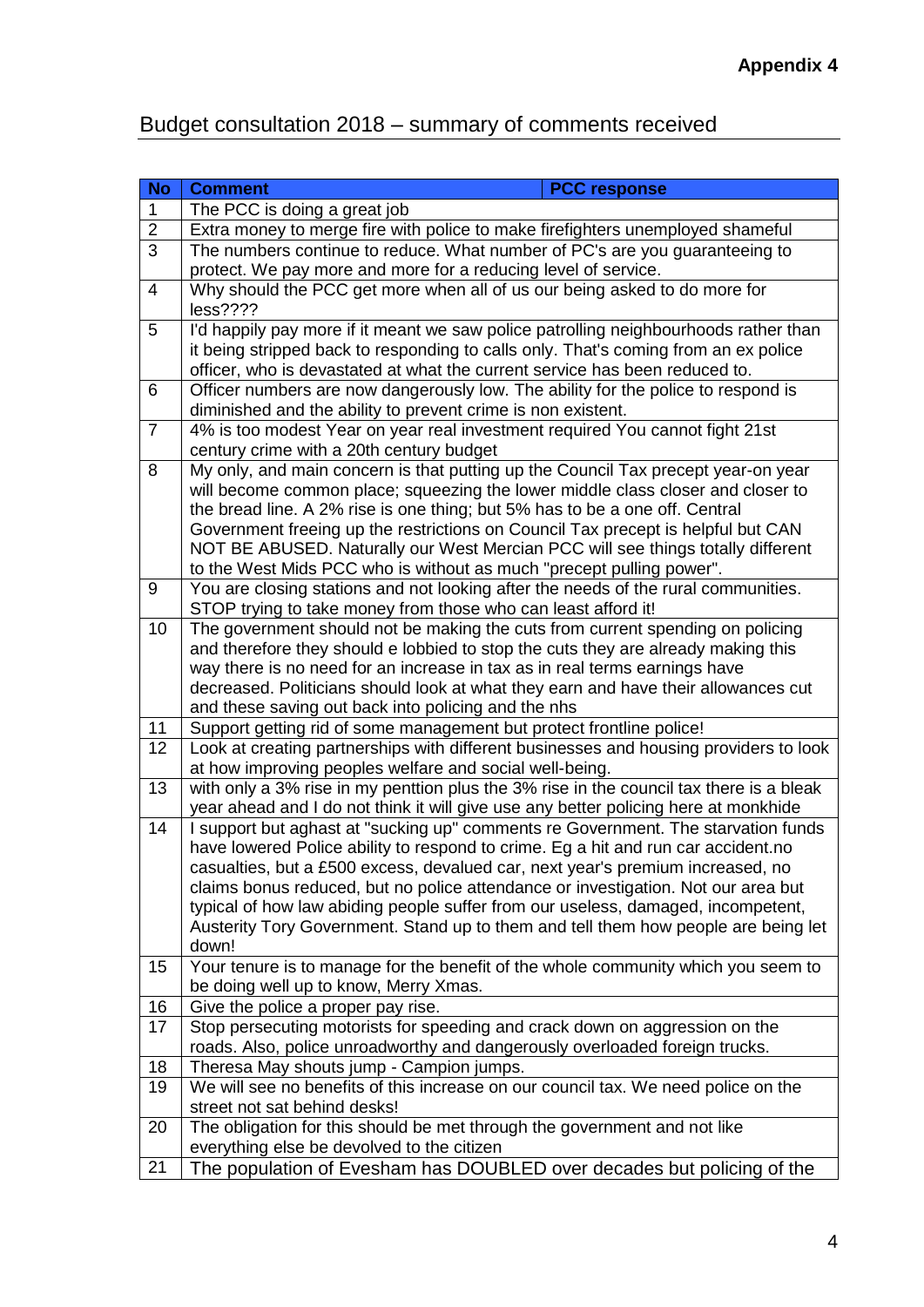**Appendix 4**

## Budget consultation 2018 – summary of comments received

| No | Comment | PCC response |
|---|---|---|
| 1 | The PCC is doing a great job | |
| 2 | Extra money to merge fire with police to make firefighters unemployed shameful | |
| 3 | The numbers continue to reduce. What number of PC's are you guaranteeing to protect. We pay more and more for a reducing level of service. | |
| 4 | Why should the PCC get more when all of us our being asked to do more for less???? | |
| 5 | I'd happily pay more if it meant we saw police patrolling neighbourhoods rather than it being stripped back to responding to calls only. That's coming from an ex police officer, who is devastated at what the current service has been reduced to. | |
| 6 | Officer numbers are now dangerously low. The ability for the police to respond is diminished and the ability to prevent crime is non existent. | |
| 7 | 4% is too modest Year on year real investment required You cannot fight 21st century crime with a 20th century budget | |
| 8 | My only, and main concern is that putting up the Council Tax precept year-on year will become common place; squeezing the lower middle class closer and closer to the bread line. A 2% rise is one thing; but 5% has to be a one off. Central Government freeing up the restrictions on Council Tax precept is helpful but CAN NOT BE ABUSED. Naturally our West Mercian PCC will see things totally different to the West Mids PCC who is without as much "precept pulling power". | |
| 9 | You are closing stations and not looking after the needs of the rural communities. STOP trying to take money from those who can least afford it! | |
| 10 | The government should not be making the cuts from current spending on policing and therefore they should e lobbied to stop the cuts they are already making this way there is no need for an increase in tax as in real terms earnings have decreased. Politicians should look at what they earn and have their allowances cut and these saving out back into policing and the nhs | |
| 11 | Support getting rid of some management but protect frontline police! | |
| 12 | Look at creating partnerships with different businesses and housing providers to look at how improving peoples welfare and social well-being. | |
| 13 | with only a 3% rise in my penttion plus the 3% rise in the council tax there is a bleak year ahead and I do not think it will give use any better policing here at monkhide | |
| 14 | I support but aghast at "sucking up" comments re Government. The starvation funds have lowered Police ability to respond to crime. Eg a hit and run car accident.no casualties, but a £500 excess, devalued car, next year's premium increased, no claims bonus reduced, but no police attendance or investigation. Not our area but typical of how law abiding people suffer from our useless, damaged, incompetent, Austerity Tory Government. Stand up to them and tell them how people are being let down! | |
| 15 | Your tenure is to manage for the benefit of the whole community which you seem to be doing well up to know, Merry Xmas. | |
| 16 | Give the police a proper pay rise. | |
| 17 | Stop persecuting motorists for speeding and crack down on aggression on the roads. Also, police unroadworthy and dangerously overloaded foreign trucks. | |
| 18 | Theresa May shouts jump - Campion jumps. | |
| 19 | We will see no benefits of this increase on our council tax. We need police on the street not sat behind desks! | |
| 20 | The obligation for this should be met through the government and not like everything else be devolved to the citizen | |
| 21 | The population of Evesham has DOUBLED over decades but policing of the | |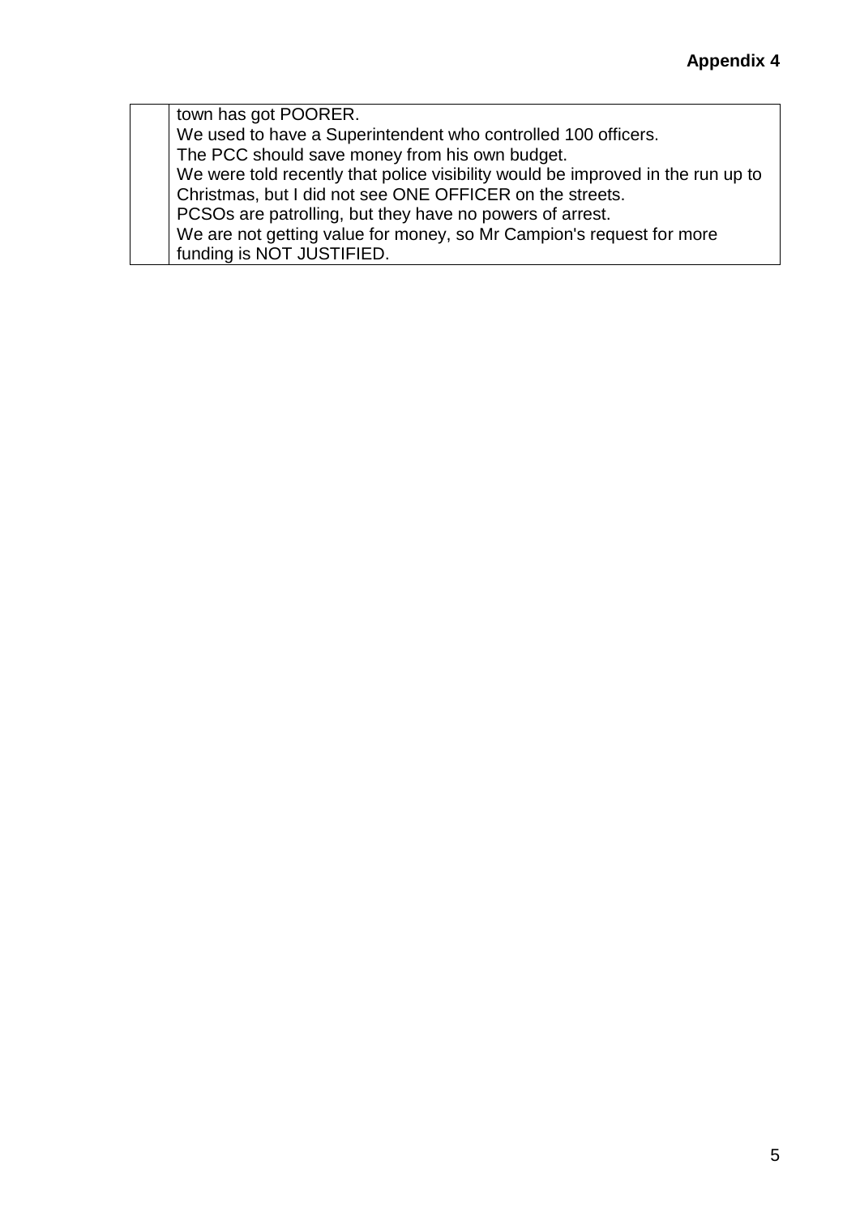**Appendix 4**

| | |
|---|---|
| | town has got POORER.<br>We used to have a Superintendent who controlled 100 officers.<br>The PCC should save money from his own budget.<br>We were told recently that police visibility would be improved in the run up to Christmas, but I did not see ONE OFFICER on the streets.<br>PCSOs are patrolling, but they have no powers of arrest.<br>We are not getting value for money, so Mr Campion's request for more funding is NOT JUSTIFIED. |